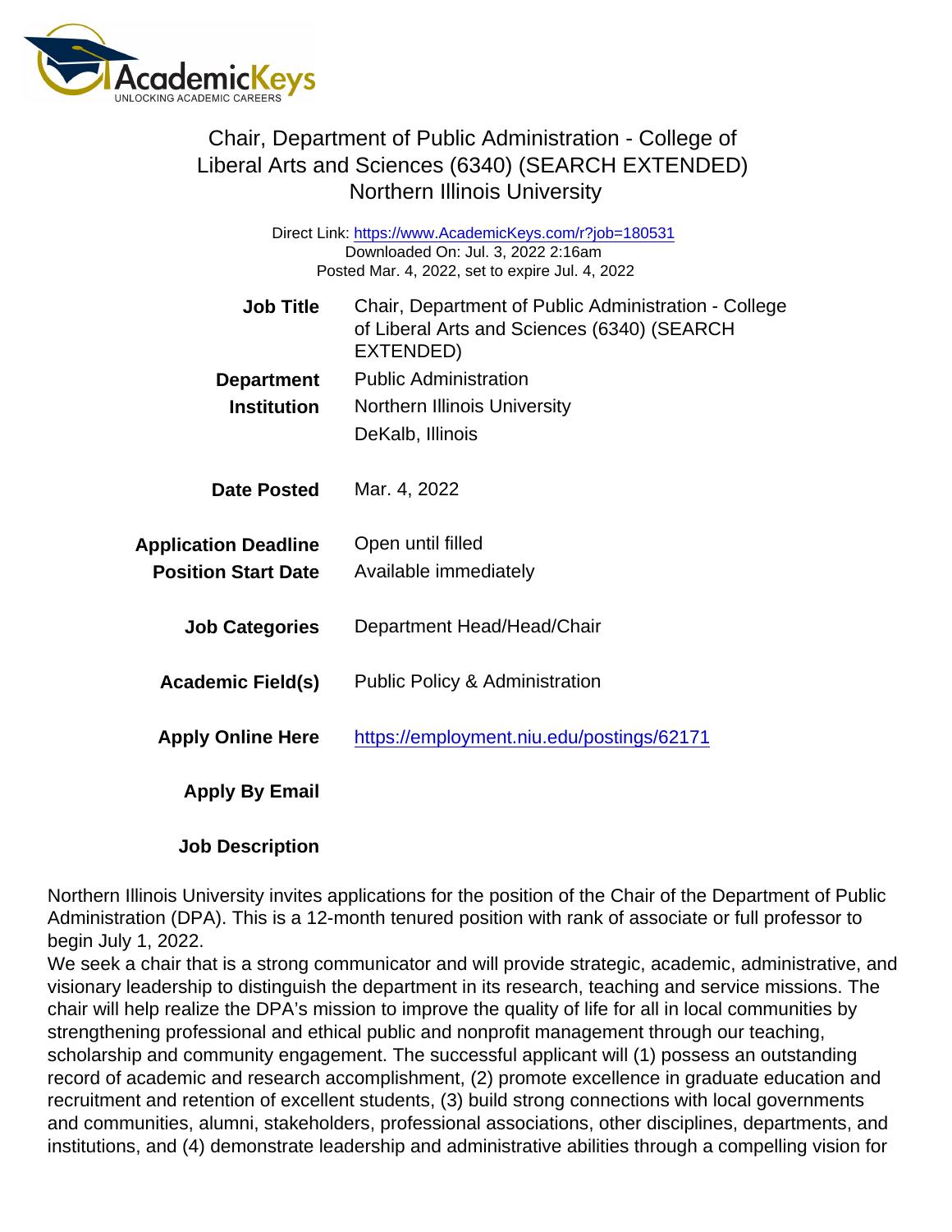# Chair, Department of Public Administration - College of Liberal Arts and Sciences (6340) (SEARCH EXTENDED)

## Northern Illinois University

Direct Link: https://www.AcademicKeys.com/r?job=180531
Downloaded On: Jul. 3, 2022 2:16am
Posted Mar. 4, 2022, set to expire Jul. 4, 2022

| | |
|---|---|
| **Job Title** | Chair, Department of Public Administration - College of Liberal Arts and Sciences (6340) (SEARCH EXTENDED) |
| **Department** | Public Administration |
| **Institution** | Northern Illinois University<br>DeKalb, Illinois |
| **Date Posted** | Mar. 4, 2022 |
| **Application Deadline** | Open until filled |
| **Position Start Date** | Available immediately |
| **Job Categories** | Department Head/Head/Chair |
| **Academic Field(s)** | Public Policy & Administration |
| **Apply Online Here** | https://employment.niu.edu/postings/62171 |
| **Apply By Email** | |

**Job Description**

Northern Illinois University invites applications for the position of the Chair of the Department of Public Administration (DPA). This is a 12-month tenured position with rank of associate or full professor to begin July 1, 2022.

We seek a chair that is a strong communicator and will provide strategic, academic, administrative, and visionary leadership to distinguish the department in its research, teaching and service missions. The chair will help realize the DPA's mission to improve the quality of life for all in local communities by strengthening professional and ethical public and nonprofit management through our teaching, scholarship and community engagement. The successful applicant will (1) possess an outstanding record of academic and research accomplishment, (2) promote excellence in graduate education and recruitment and retention of excellent students, (3) build strong connections with local governments and communities, alumni, stakeholders, professional associations, other disciplines, departments, and institutions, and (4) demonstrate leadership and administrative abilities through a compelling vision for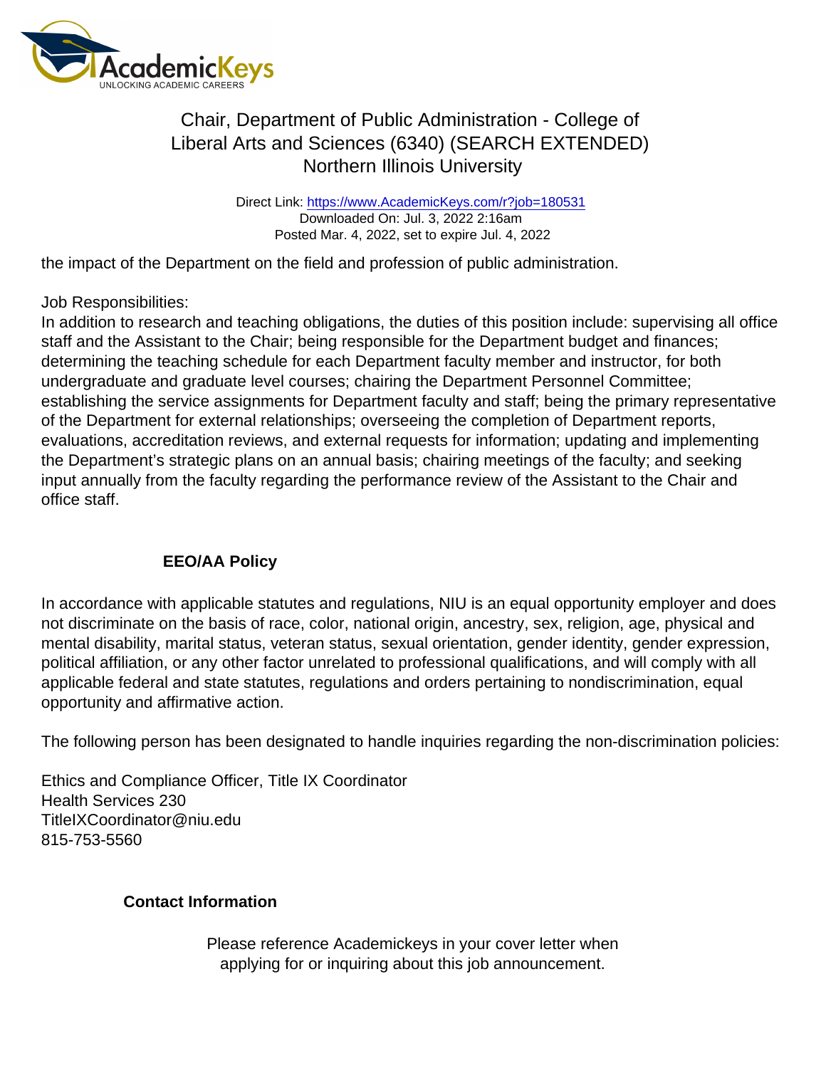the impact of the Department on the field and profession of public administration.

Job Responsibilities:
In addition to research and teaching obligations, the duties of this position include: supervising all office staff and the Assistant to the Chair; being responsible for the Department budget and finances; determining the teaching schedule for each Department faculty member and instructor, for both undergraduate and graduate level courses; chairing the Department Personnel Committee; establishing the service assignments for Department faculty and staff; being the primary representative of the Department for external relationships; overseeing the completion of Department reports, evaluations, accreditation reviews, and external requests for information; updating and implementing the Department's strategic plans on an annual basis; chairing meetings of the faculty; and seeking input annually from the faculty regarding the performance review of the Assistant to the Chair and office staff.

## EEO/AA Policy

In accordance with applicable statutes and regulations, NIU is an equal opportunity employer and does not discriminate on the basis of race, color, national origin, ancestry, sex, religion, age, physical and mental disability, marital status, veteran status, sexual orientation, gender identity, gender expression, political affiliation, or any other factor unrelated to professional qualifications, and will comply with all applicable federal and state statutes, regulations and orders pertaining to nondiscrimination, equal opportunity and affirmative action.

The following person has been designated to handle inquiries regarding the non-discrimination policies:

Ethics and Compliance Officer, Title IX Coordinator
Health Services 230
TitleIXCoordinator@niu.edu
815-753-5560

## Contact Information

Please reference Academickeys in your cover letter when applying for or inquiring about this job announcement.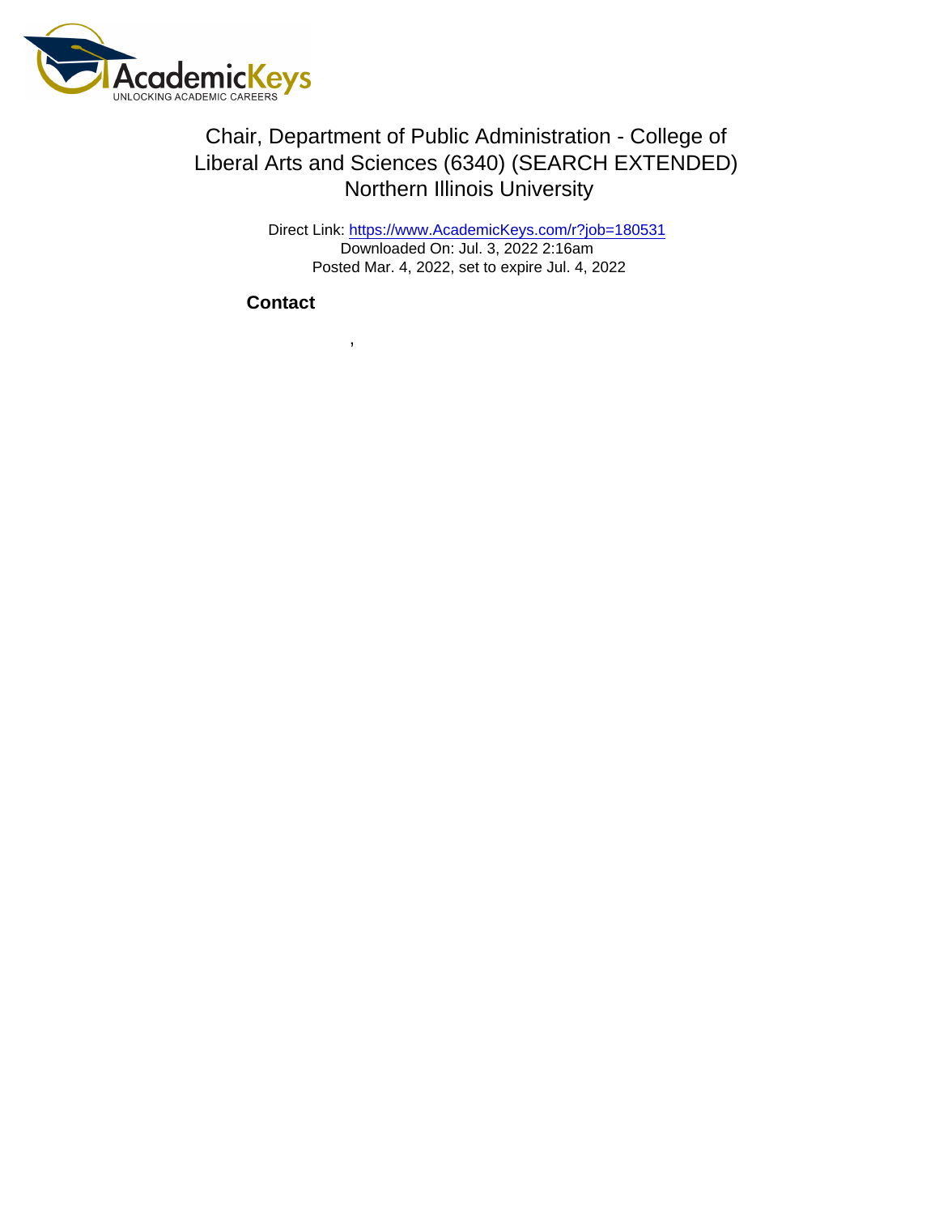# Chair, Department of Public Administration - College of Liberal Arts and Sciences (6340) (SEARCH EXTENDED)
## Northern Illinois University

Direct Link: https://www.AcademicKeys.com/r?job=180531
Downloaded On: Jul. 3, 2022 2:16am
Posted Mar. 4, 2022, set to expire Jul. 4, 2022

**Contact**

,